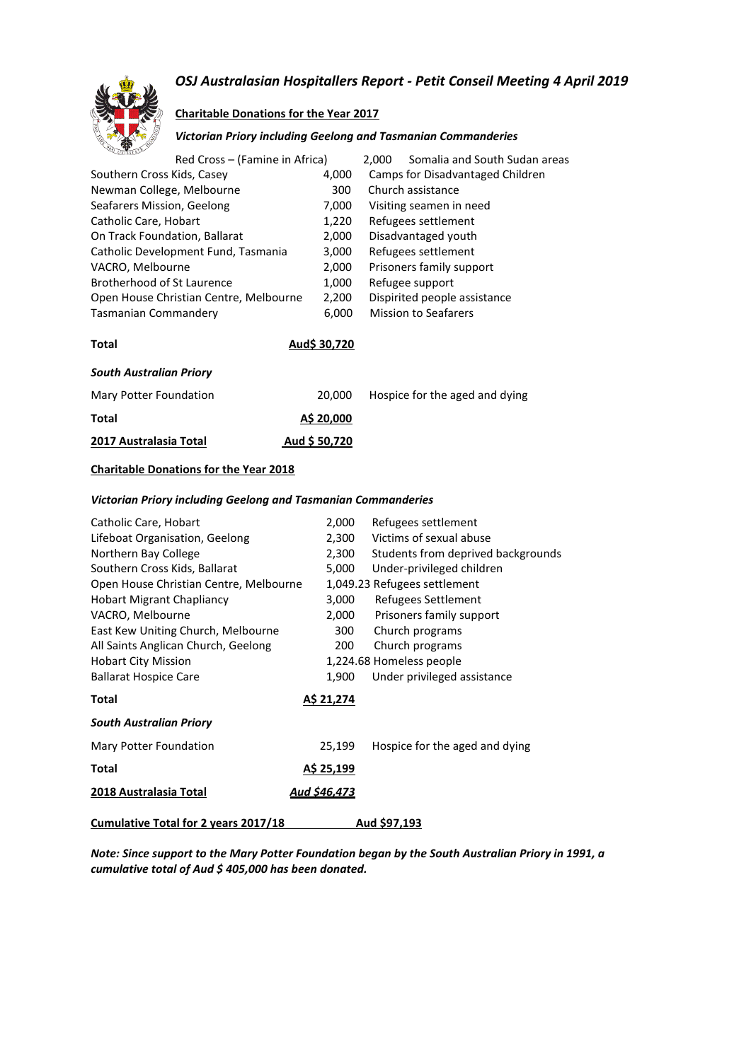# OSJ Australasian Hospitallers Report - Petit Conseil Meeting 4 April 2019

## Charitable Donations for the Year 2017

### *Victorian Priory including Geelong and Tasmanian Commanderies*

| | | |
|---|---|---|
| Red Cross – (Famine in Africa) | 2,000 | Somalia and South Sudan areas |
| Southern Cross Kids, Casey | 4,000 | Camps for Disadvantaged Children |
| Newman College, Melbourne | 300 | Church assistance |
| Seafarers Mission, Geelong | 7,000 | Visiting seamen in need |
| Catholic Care, Hobart | 1,220 | Refugees settlement |
| On Track Foundation, Ballarat | 2,000 | Disadvantaged youth |
| Catholic Development Fund, Tasmania | 3,000 | Refugees settlement |
| VACRO, Melbourne | 2,000 | Prisoners family support |
| Brotherhood of St Laurence | 1,000 | Refugee support |
| Open House Christian Centre, Melbourne | 2,200 | Dispirited people assistance |
| Tasmanian Commandery | 6,000 | Mission to Seafarers |
| **Total** | **Aud$ 30,720** | |

### *South Australian Priory*

| | | |
|---|---|---|
| Mary Potter Foundation | 20,000 | Hospice for the aged and dying |
| **Total** | **A$ 20,000** | |
| **2017 Australasia Total** | **Aud $ 50,720** | |

## Charitable Donations for the Year 2018

### *Victorian Priory including Geelong and Tasmanian Commanderies*

| | | |
|---|---|---|
| Catholic Care, Hobart | 2,000 | Refugees settlement |
| Lifeboat Organisation, Geelong | 2,300 | Victims of sexual abuse |
| Northern Bay College | 2,300 | Students from deprived backgrounds |
| Southern Cross Kids, Ballarat | 5,000 | Under-privileged children |
| Open House Christian Centre, Melbourne | 1,049.23 | Refugees settlement |
| Hobart Migrant Chaplaincy | 3,000 | Refugees Settlement |
| VACRO, Melbourne | 2,000 | Prisoners family support |
| East Kew Uniting Church, Melbourne | 300 | Church programs |
| All Saints Anglican Church, Geelong | 200 | Church programs |
| Hobart City Mission | 1,224.68 | Homeless people |
| Ballarat Hospice Care | 1,900 | Under privileged assistance |
| **Total** | **A$ 21,274** | |

### *South Australian Priory*

| | | |
|---|---|---|
| Mary Potter Foundation | 25,199 | Hospice for the aged and dying |
| **Total** | **A$ 25,199** | |
| **2018 Australasia Total** | ***Aud $46,473*** | |

**Cumulative Total for 2 years 2017/18 — Aud $97,193**

***Note: Since support to the Mary Potter Foundation began by the South Australian Priory in 1991, a cumulative total of Aud $ 405,000 has been donated.***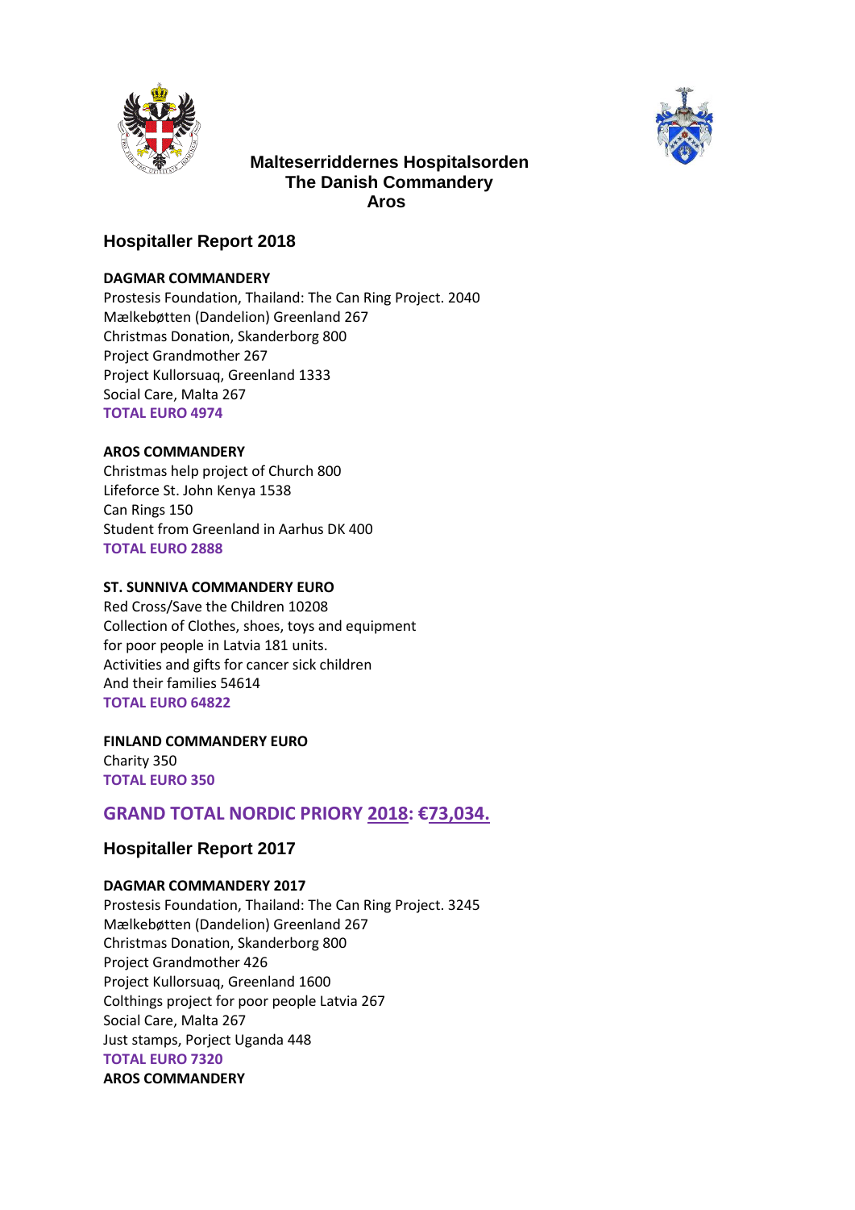**Malteserriddernes Hospitalsorden**
**The Danish Commandery**
**Aros**

## Hospitaller Report 2018

**DAGMAR COMMANDERY**
Prostesis Foundation, Thailand: The Can Ring Project. 2040
Mælkebøtten (Dandelion) Greenland 267
Christmas Donation, Skanderborg 800
Project Grandmother 267
Project Kullorsuaq, Greenland 1333
Social Care, Malta 267
**TOTAL EURO 4974**

**AROS COMMANDERY**
Christmas help project of Church 800
Lifeforce St. John Kenya 1538
Can Rings 150
Student from Greenland in Aarhus DK 400
**TOTAL EURO 2888**

**ST. SUNNIVA COMMANDERY EURO**
Red Cross/Save the Children 10208
Collection of Clothes, shoes, toys and equipment
for poor people in Latvia 181 units.
Activities and gifts for cancer sick children
And their families 54614
**TOTAL EURO 64822**

**FINLAND COMMANDERY EURO**
Charity 350
**TOTAL EURO 350**

### GRAND TOTAL NORDIC PRIORY 2018: €73,034.

## Hospitaller Report 2017

**DAGMAR COMMANDERY 2017**
Prostesis Foundation, Thailand: The Can Ring Project. 3245
Mælkebøtten (Dandelion) Greenland 267
Christmas Donation, Skanderborg 800
Project Grandmother 426
Project Kullorsuaq, Greenland 1600
Colthings project for poor people Latvia 267
Social Care, Malta 267
Just stamps, Porject Uganda 448
**TOTAL EURO 7320**
**AROS COMMANDERY**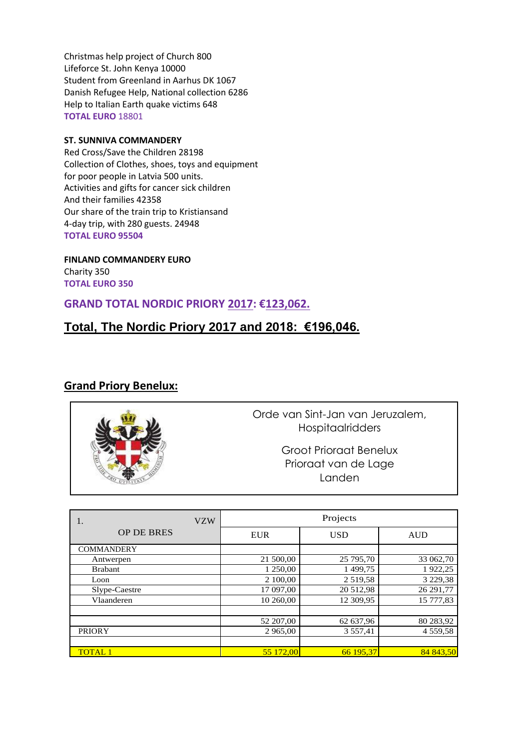Christmas help project of Church 800
Lifeforce St. John Kenya 10000
Student from Greenland in Aarhus DK 1067
Danish Refugee Help, National collection 6286
Help to Italian Earth quake victims 648
**TOTAL EURO** 18801

**ST. SUNNIVA COMMANDERY**
Red Cross/Save the Children 28198
Collection of Clothes, shoes, toys and equipment
for poor people in Latvia 500 units.
Activities and gifts for cancer sick children
And their families 42358
Our share of the train trip to Kristiansand
4-day trip, with 280 guests. 24948
**TOTAL EURO 95504**

**FINLAND COMMANDERY EURO**
Charity 350
**TOTAL EURO 350**

**GRAND TOTAL NORDIC PRIORY 2017: €123,062.**

## Total, The Nordic Priory 2017 and 2018: €196,046.

## Grand Priory Benelux:

Orde van Sint-Jan van Jeruzalem,
Hospitaalridders

Groot Prioraat Benelux
Prioraat van de Lage
Landen

| 1. VZW OP DE BRES | Projects | | |
|---|---|---|---|
| | EUR | USD | AUD |
| COMMANDERY | | | |
| Antwerpen | 21 500,00 | 25 795,70 | 33 062,70 |
| Brabant | 1 250,00 | 1 499,75 | 1 922,25 |
| Loon | 2 100,00 | 2 519,58 | 3 229,38 |
| Slype-Caestre | 17 097,00 | 20 512,98 | 26 291,77 |
| Vlaanderen | 10 260,00 | 12 309,95 | 15 777,83 |
| | | | |
| | 52 207,00 | 62 637,96 | 80 283,92 |
| PRIORY | 2 965,00 | 3 557,41 | 4 559,58 |
| | | | |
| TOTAL 1 | 55 172,00 | 66 195,37 | 84 843,50 |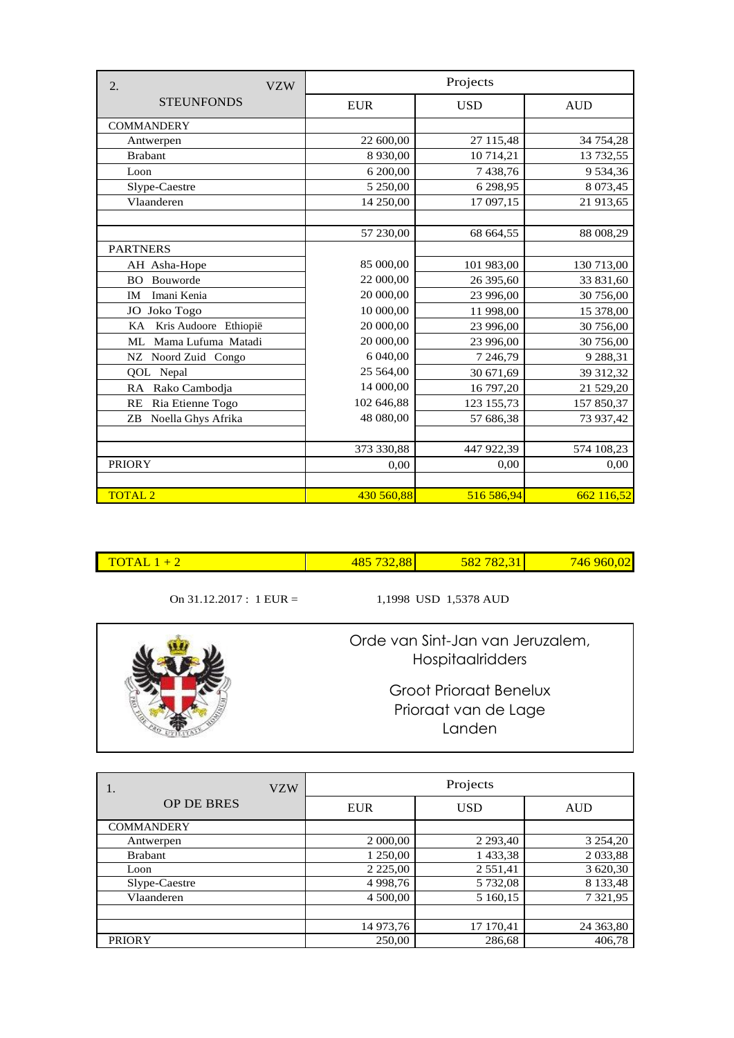| 2. VZW STEUNFONDS | Projects | | |
|---|---|---|---|
| | EUR | USD | AUD |
| COMMANDERY | | | |
| Antwerpen | 22 600,00 | 27 115,48 | 34 754,28 |
| Brabant | 8 930,00 | 10 714,21 | 13 732,55 |
| Loon | 6 200,00 | 7 438,76 | 9 534,36 |
| Slype-Caestre | 5 250,00 | 6 298,95 | 8 073,45 |
| Vlaanderen | 14 250,00 | 17 097,15 | 21 913,65 |
| | | | |
| | 57 230,00 | 68 664,55 | 88 008,29 |
| PARTNERS | | | |
| AH Asha-Hope | 85 000,00 | 101 983,00 | 130 713,00 |
| BO Bouworde | 22 000,00 | 26 395,60 | 33 831,60 |
| IM Imani Kenia | 20 000,00 | 23 996,00 | 30 756,00 |
| JO Joko Togo | 10 000,00 | 11 998,00 | 15 378,00 |
| KA Kris Audoore Ethiopië | 20 000,00 | 23 996,00 | 30 756,00 |
| ML Mama Lufuma Matadi | 20 000,00 | 23 996,00 | 30 756,00 |
| NZ Noord Zuid Congo | 6 040,00 | 7 246,79 | 9 288,31 |
| QOL Nepal | 25 564,00 | 30 671,69 | 39 312,32 |
| RA Rako Cambodja | 14 000,00 | 16 797,20 | 21 529,20 |
| RE Ria Etienne Togo | 102 646,88 | 123 155,73 | 157 850,37 |
| ZB Noella Ghys Afrika | 48 080,00 | 57 686,38 | 73 937,42 |
| | | | |
| | 373 330,88 | 447 922,39 | 574 108,23 |
| PRIORY | 0,00 | 0,00 | 0,00 |
| | | | |
| TOTAL 2 | 430 560,88 | 516 586,94 | 662 116,52 |

| TOTAL 1 + 2 | 485 732,88 | 582 782,31 | 746 960,02 |
|---|---|---|---|

On 31.12.2017 : 1 EUR = 1,1998 USD 1,5378 AUD

Orde van Sint-Jan van Jeruzalem, Hospitaalridders

Groot Prioraat Benelux
Prioraat van de Lage Landen

| 1. VZW OP DE BRES | Projects | | |
|---|---|---|---|
| | EUR | USD | AUD |
| COMMANDERY | | | |
| Antwerpen | 2 000,00 | 2 293,40 | 3 254,20 |
| Brabant | 1 250,00 | 1 433,38 | 2 033,88 |
| Loon | 2 225,00 | 2 551,41 | 3 620,30 |
| Slype-Caestre | 4 998,76 | 5 732,08 | 8 133,48 |
| Vlaanderen | 4 500,00 | 5 160,15 | 7 321,95 |
| | | | |
| | 14 973,76 | 17 170,41 | 24 363,80 |
| PRIORY | 250,00 | 286,68 | 406,78 |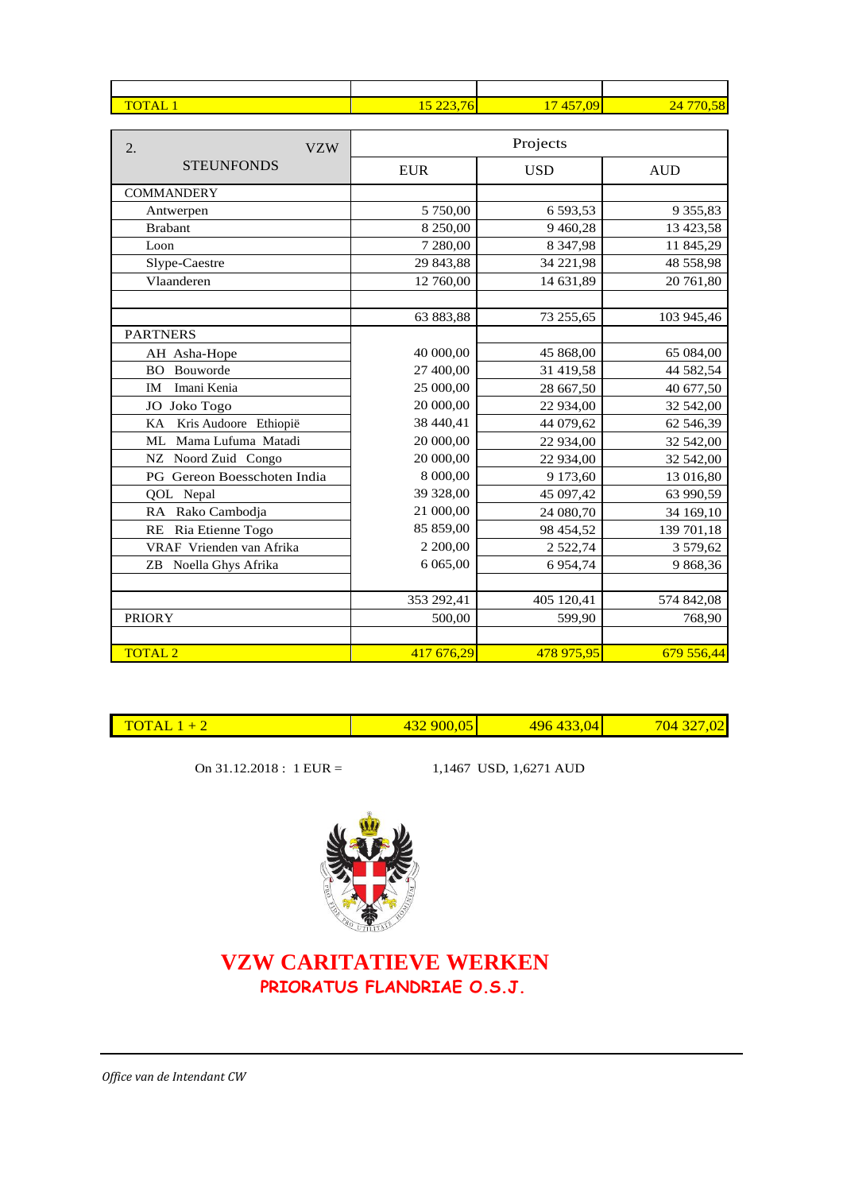| | | | |
|---|---|---|---|
| TOTAL 1 | 15 223,76 | 17 457,09 | 24 770,58 |

| 2. VZW STEUNFONDS | Projects | | |
|---|---|---|---|
| | EUR | USD | AUD |
| COMMANDERY | | | |
| Antwerpen | 5 750,00 | 6 593,53 | 9 355,83 |
| Brabant | 8 250,00 | 9 460,28 | 13 423,58 |
| Loon | 7 280,00 | 8 347,98 | 11 845,29 |
| Slype-Caestre | 29 843,88 | 34 221,98 | 48 558,98 |
| Vlaanderen | 12 760,00 | 14 631,89 | 20 761,80 |
| | | | |
| | 63 883,88 | 73 255,65 | 103 945,46 |
| PARTNERS | | | |
| AH Asha-Hope | 40 000,00 | 45 868,00 | 65 084,00 |
| BO Bouworde | 27 400,00 | 31 419,58 | 44 582,54 |
| IM Imani Kenia | 25 000,00 | 28 667,50 | 40 677,50 |
| JO Joko Togo | 20 000,00 | 22 934,00 | 32 542,00 |
| KA Kris Audoore Ethiopië | 38 440,41 | 44 079,62 | 62 546,39 |
| ML Mama Lufuma Matadi | 20 000,00 | 22 934,00 | 32 542,00 |
| NZ Noord Zuid Congo | 20 000,00 | 22 934,00 | 32 542,00 |
| PG Gereon Boesschoten India | 8 000,00 | 9 173,60 | 13 016,80 |
| QOL Nepal | 39 328,00 | 45 097,42 | 63 990,59 |
| RA Rako Cambodja | 21 000,00 | 24 080,70 | 34 169,10 |
| RE Ria Etienne Togo | 85 859,00 | 98 454,52 | 139 701,18 |
| VRAF Vrienden van Afrika | 2 200,00 | 2 522,74 | 3 579,62 |
| ZB Noella Ghys Afrika | 6 065,00 | 6 954,74 | 9 868,36 |
| | | | |
| | 353 292,41 | 405 120,41 | 574 842,08 |
| PRIORY | 500,00 | 599,90 | 768,90 |
| | | | |
| TOTAL 2 | 417 676,29 | 478 975,95 | 679 556,44 |

| | | | |
|---|---|---|---|
| TOTAL 1 + 2 | 432 900,05 | 496 433,04 | 704 327,02 |

On 31.12.2018 : 1 EUR = 1,1467 USD, 1,6271 AUD

**VZW CARITATIEVE WERKEN**

**PRIORATUS FLANDRIAE O.S.J.**

*Office van de Intendant CW*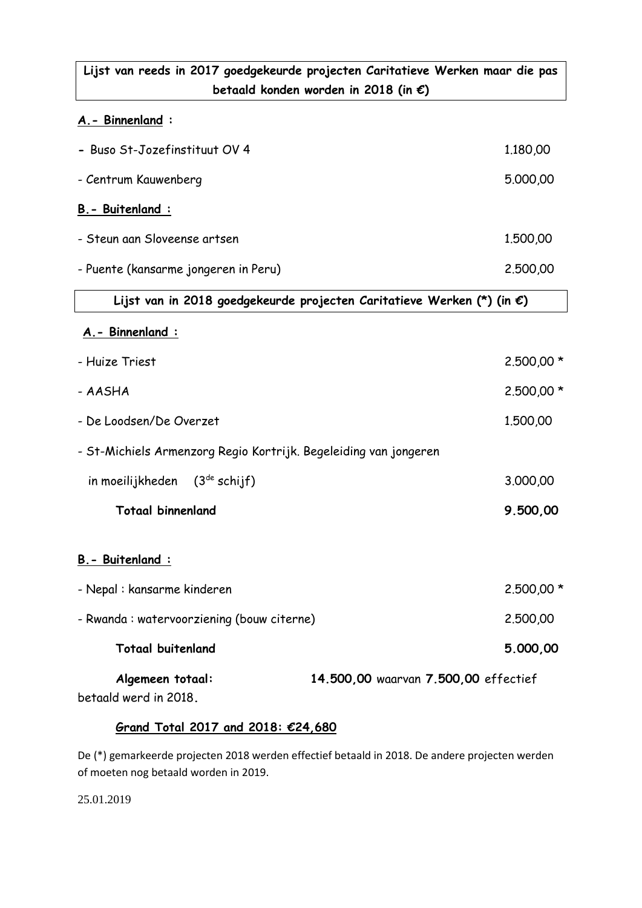**Lijst van reeds in 2017 goedgekeurde projecten Caritatieve Werken maar die pas betaald konden worden in 2018 (in €)**

**A.- Binnenland :**

| | |
|---|---|
| - Buso St-Jozefinstituut OV 4 | 1.180,00 |
| - Centrum Kauwenberg | 5.000,00 |

**B.- Buitenland :**

| | |
|---|---|
| - Steun aan Sloveense artsen | 1.500,00 |
| - Puente (kansarme jongeren in Peru) | 2.500,00 |

**Lijst van in 2018 goedgekeurde projecten Caritatieve Werken (*) (in €)**

**A.- Binnenland :**

| | |
|---|---|
| - Huize Triest | 2.500,00 * |
| - AASHA | 2.500,00 * |
| - De Loodsen/De Overzet | 1.500,00 |
| - St-Michiels Armenzorg Regio Kortrijk. Begeleiding van jongeren in moeilijkheden (3de schijf) | 3.000,00 |
| **Totaal binnenland** | **9.500,00** |

**B.- Buitenland :**

| | |
|---|---|
| - Nepal : kansarme kinderen | 2.500,00 * |
| - Rwanda : watervoorziening (bouw citerne) | 2.500,00 |
| **Totaal buitenland** | **5.000,00** |

**Algemeen totaal:** **14.500,00** waarvan **7.500,00** effectief betaald werd in 2018.

**Grand Total 2017 and 2018: €24,680**

De (*) gemarkeerde projecten 2018 werden effectief betaald in 2018. De andere projecten werden of moeten nog betaald worden in 2019.

25.01.2019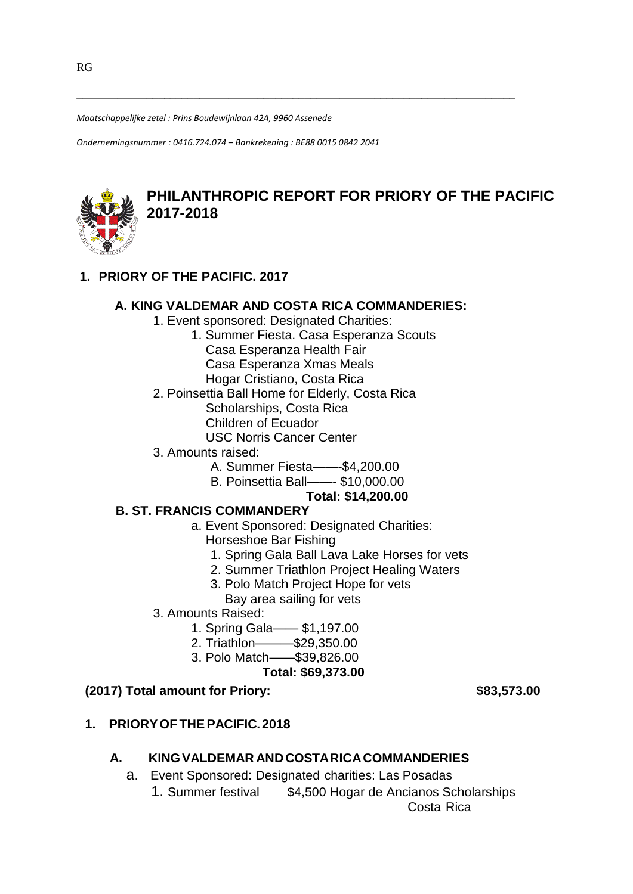RG

---

*Maatschappelijke zetel : Prins Boudewijnlaan 42A, 9960 Assenede*

*Ondernemingsnummer : 0416.724.074 – Bankrekening : BE88 0015 0842 2041*

# PHILANTHROPIC REPORT FOR PRIORY OF THE PACIFIC 2017-2018

## 1. PRIORY OF THE PACIFIC. 2017

### A. KING VALDEMAR AND COSTA RICA COMMANDERIES:

1. Event sponsored: Designated Charities:
    1. Summer Fiesta. Casa Esperanza Scouts  
       Casa Esperanza Health Fair  
       Casa Esperanza Xmas Meals  
       Hogar Cristiano, Costa Rica
2. Poinsettia Ball Home for Elderly, Costa Rica  
   Scholarships, Costa Rica  
   Children of Ecuador  
   USC Norris Cancer Center
3. Amounts raised:
    - A. Summer Fiesta——-$4,200.00
    - B. Poinsettia Ball——- $10,000.00

**Total: $14,200.00**

### B. ST. FRANCIS COMMANDERY

a. Event Sponsored: Designated Charities:  
Horseshoe Bar Fishing

1. Spring Gala Ball Lava Lake Horses for vets
2. Summer Triathlon Project Healing Waters
3. Polo Match Project Hope for vets  
   Bay area sailing for vets

3. Amounts Raised:
    1. Spring Gala—— $1,197.00
    2. Triathlon———$29,350.00
    3. Polo Match——$39,826.00

**Total: $69,373.00**

**(2017) Total amount for Priory: $83,573.00**

## 1. PRIORY OF THE PACIFIC. 2018

### A. KING VALDEMAR AND COSTA RICA COMMANDERIES

a. Event Sponsored: Designated charities: Las Posadas

1. Summer festival $4,500 Hogar de Ancianos Scholarships Costa Rica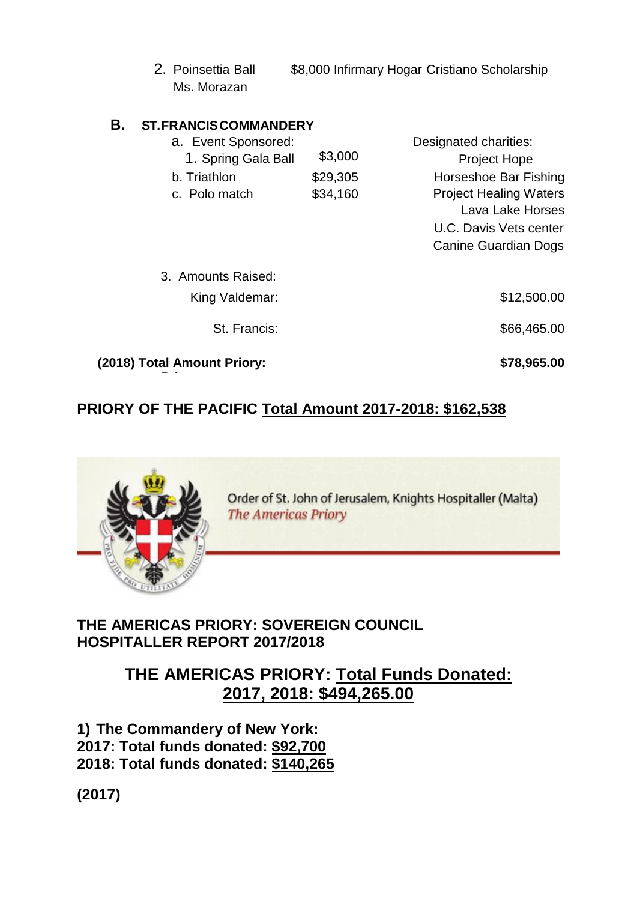2. Poinsettia Ball Ms. Morazan — $8,000 Infirmary Hogar Cristiano Scholarship

**B. ST.FRANCIS COMMANDERY**

| a. Event Sponsored: | | Designated charities: |
|---|---|---|
| 1. Spring Gala Ball | $3,000 | Project Hope |
| b. Triathlon | $29,305 | Horseshoe Bar Fishing |
| c. Polo match | $34,160 | Project Healing Waters |
| | | Lava Lake Horses |
| | | U.C. Davis Vets center |
| | | Canine Guardian Dogs |

3. Amounts Raised:

| | |
|---|---|
| King Valdemar: | $12,500.00 |
| St. Francis: | $66,465.00 |
| **(2018) Total Amount Priory:** | **$78,965.00** |

**PRIORY OF THE PACIFIC Total Amount 2017-2018: $162,538**

Order of St. John of Jerusalem, Knights Hospitaller (Malta)
*The Americas Priory*

**THE AMERICAS PRIORY: SOVEREIGN COUNCIL HOSPITALLER REPORT 2017/2018**

## THE AMERICAS PRIORY: Total Funds Donated: 2017, 2018: $494,265.00

**1) The Commandery of New York:**
**2017: Total funds donated: $92,700**
**2018: Total funds donated: $140,265**

**(2017)**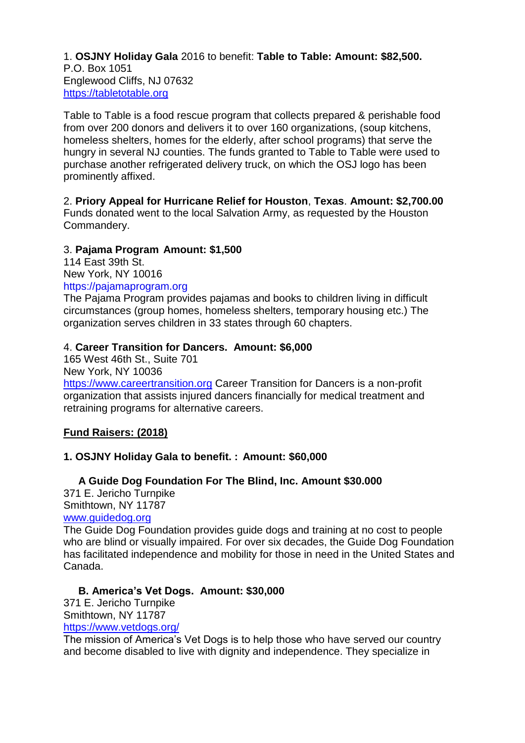1. **OSJNY Holiday Gala** 2016 to benefit: **Table to Table: Amount: $82,500.**
P.O. Box 1051
Englewood Cliffs, NJ 07632
https://tabletotable.org

Table to Table is a food rescue program that collects prepared & perishable food from over 200 donors and delivers it to over 160 organizations, (soup kitchens, homeless shelters, homes for the elderly, after school programs) that serve the hungry in several NJ counties. The funds granted to Table to Table were used to purchase another refrigerated delivery truck, on which the OSJ logo has been prominently affixed.

2. **Priory Appeal for Hurricane Relief for Houston**, **Texas**. **Amount: $2,700.00**
Funds donated went to the local Salvation Army, as requested by the Houston Commandery.

3. **Pajama Program Amount: $1,500**
114 East 39th St.
New York, NY 10016
https://pajamaprogram.org
The Pajama Program provides pajamas and books to children living in difficult circumstances (group homes, homeless shelters, temporary housing etc.) The organization serves children in 33 states through 60 chapters.

4. **Career Transition for Dancers. Amount: $6,000**
165 West 46th St., Suite 701
New York, NY 10036
https://www.careertransition.org Career Transition for Dancers is a non-profit organization that assists injured dancers financially for medical treatment and retraining programs for alternative careers.

**Fund Raisers: (2018)**

**1. OSJNY Holiday Gala to benefit. : Amount: $60,000**

**A Guide Dog Foundation For The Blind, Inc. Amount $30.000**
371 E. Jericho Turnpike
Smithtown, NY 11787
www.guidedog.org
The Guide Dog Foundation provides guide dogs and training at no cost to people who are blind or visually impaired. For over six decades, the Guide Dog Foundation has facilitated independence and mobility for those in need in the United States and Canada.

**B. America's Vet Dogs. Amount: $30,000**
371 E. Jericho Turnpike
Smithtown, NY 11787
https://www.vetdogs.org/
The mission of America's Vet Dogs is to help those who have served our country and become disabled to live with dignity and independence. They specialize in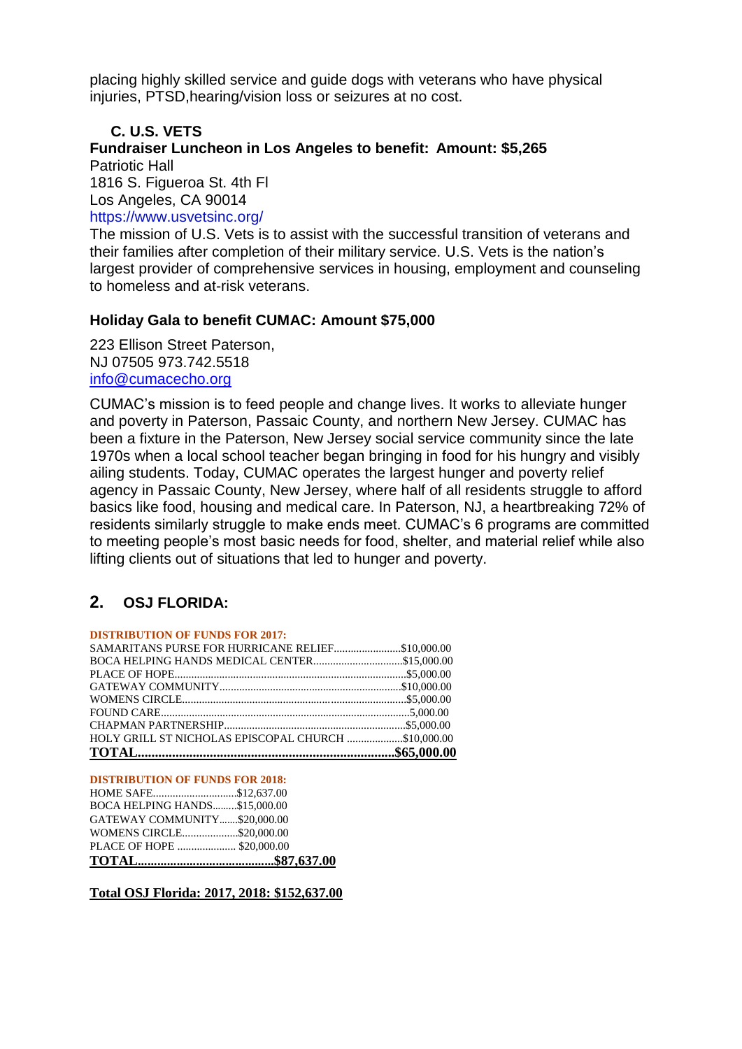placing highly skilled service and guide dogs with veterans who have physical injuries, PTSD,hearing/vision loss or seizures at no cost.

### C. U.S. VETS

**Fundraiser Luncheon in Los Angeles to benefit: Amount: $5,265**

Patriotic Hall
1816 S. Figueroa St. 4th Fl
Los Angeles, CA 90014
https://www.usvetsinc.org/

The mission of U.S. Vets is to assist with the successful transition of veterans and their families after completion of their military service. U.S. Vets is the nation's largest provider of comprehensive services in housing, employment and counseling to homeless and at-risk veterans.

**Holiday Gala to benefit CUMAC: Amount $75,000**

223 Ellison Street Paterson,
NJ 07505 973.742.5518
info@cumacecho.org

CUMAC's mission is to feed people and change lives. It works to alleviate hunger and poverty in Paterson, Passaic County, and northern New Jersey. CUMAC has been a fixture in the Paterson, New Jersey social service community since the late 1970s when a local school teacher began bringing in food for his hungry and visibly ailing students. Today, CUMAC operates the largest hunger and poverty relief agency in Passaic County, New Jersey, where half of all residents struggle to afford basics like food, housing and medical care. In Paterson, NJ, a heartbreaking 72% of residents similarly struggle to make ends meet. CUMAC's 6 programs are committed to meeting people's most basic needs for food, shelter, and material relief while also lifting clients out of situations that led to hunger and poverty.

## 2. OSJ FLORIDA:

**DISTRIBUTION OF FUNDS FOR 2017:**

| | |
|---|---|
| SAMARITANS PURSE FOR HURRICANE RELIEF | $10,000.00 |
| BOCA HELPING HANDS MEDICAL CENTER | $15,000.00 |
| PLACE OF HOPE | $5,000.00 |
| GATEWAY COMMUNITY | $10,000.00 |
| WOMENS CIRCLE | $5,000.00 |
| FOUND CARE | 5,000.00 |
| CHAPMAN PARTNERSHIP | $5,000.00 |
| HOLY GRILL ST NICHOLAS EPISCOPAL CHURCH | $10,000.00 |
| **TOTAL** | **$65,000.00** |

**DISTRIBUTION OF FUNDS FOR 2018:**

| | |
|---|---|
| HOME SAFE | $12,637.00 |
| BOCA HELPING HANDS | $15,000.00 |
| GATEWAY COMMUNITY | $20,000.00 |
| WOMENS CIRCLE | $20,000.00 |
| PLACE OF HOPE | $20,000.00 |
| **TOTAL** | **$87,637.00** |

**Total OSJ Florida: 2017, 2018: $152,637.00**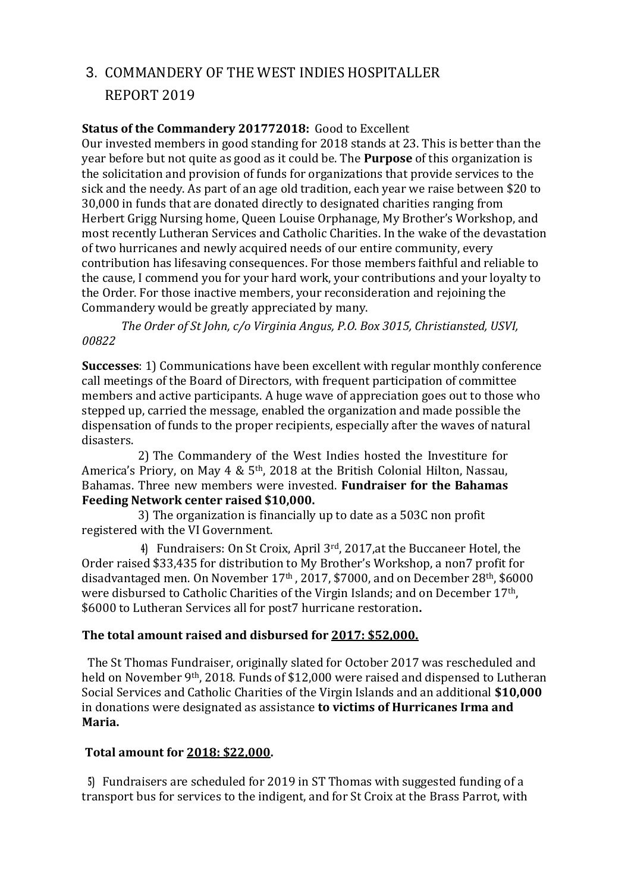# 3. COMMANDERY OF THE WEST INDIES HOSPITALLER REPORT 2019

**Status of the Commandery 201772018:** Good to Excellent
Our invested members in good standing for 2018 stands at 23. This is better than the year before but not quite as good as it could be. The **Purpose** of this organization is the solicitation and provision of funds for organizations that provide services to the sick and the needy. As part of an age old tradition, each year we raise between $20 to 30,000 in funds that are donated directly to designated charities ranging from Herbert Grigg Nursing home, Queen Louise Orphanage, My Brother's Workshop, and most recently Lutheran Services and Catholic Charities. In the wake of the devastation of two hurricanes and newly acquired needs of our entire community, every contribution has lifesaving consequences. For those members faithful and reliable to the cause, I commend you for your hard work, your contributions and your loyalty to the Order. For those inactive members, your reconsideration and rejoining the Commandery would be greatly appreciated by many.

*The Order of St John, c/o Virginia Angus, P.O. Box 3015, Christiansted, USVI, 00822*

**Successes**: 1) Communications have been excellent with regular monthly conference call meetings of the Board of Directors, with frequent participation of committee members and active participants. A huge wave of appreciation goes out to those who stepped up, carried the message, enabled the organization and made possible the dispensation of funds to the proper recipients, especially after the waves of natural disasters.

2) The Commandery of the West Indies hosted the Investiture for America's Priory, on May 4 & 5th, 2018 at the British Colonial Hilton, Nassau, Bahamas. Three new members were invested. **Fundraiser for the Bahamas Feeding Network center raised $10,000.**

3) The organization is financially up to date as a 503C non profit registered with the VI Government.

4) Fundraisers: On St Croix, April 3rd, 2017,at the Buccaneer Hotel, the Order raised $33,435 for distribution to My Brother's Workshop, a non7 profit for disadvantaged men. On November 17th , 2017, $7000, and on December 28th, $6000 were disbursed to Catholic Charities of the Virgin Islands; and on December 17th, $6000 to Lutheran Services all for post7 hurricane restoration**.**

**The total amount raised and disbursed for 2017: $52,000.**

The St Thomas Fundraiser, originally slated for October 2017 was rescheduled and held on November 9th, 2018. Funds of $12,000 were raised and dispensed to Lutheran Social Services and Catholic Charities of the Virgin Islands and an additional **$10,000** in donations were designated as assistance **to victims of Hurricanes Irma and Maria.**

**Total amount for 2018: $22,000.**

5) Fundraisers are scheduled for 2019 in ST Thomas with suggested funding of a transport bus for services to the indigent, and for St Croix at the Brass Parrot, with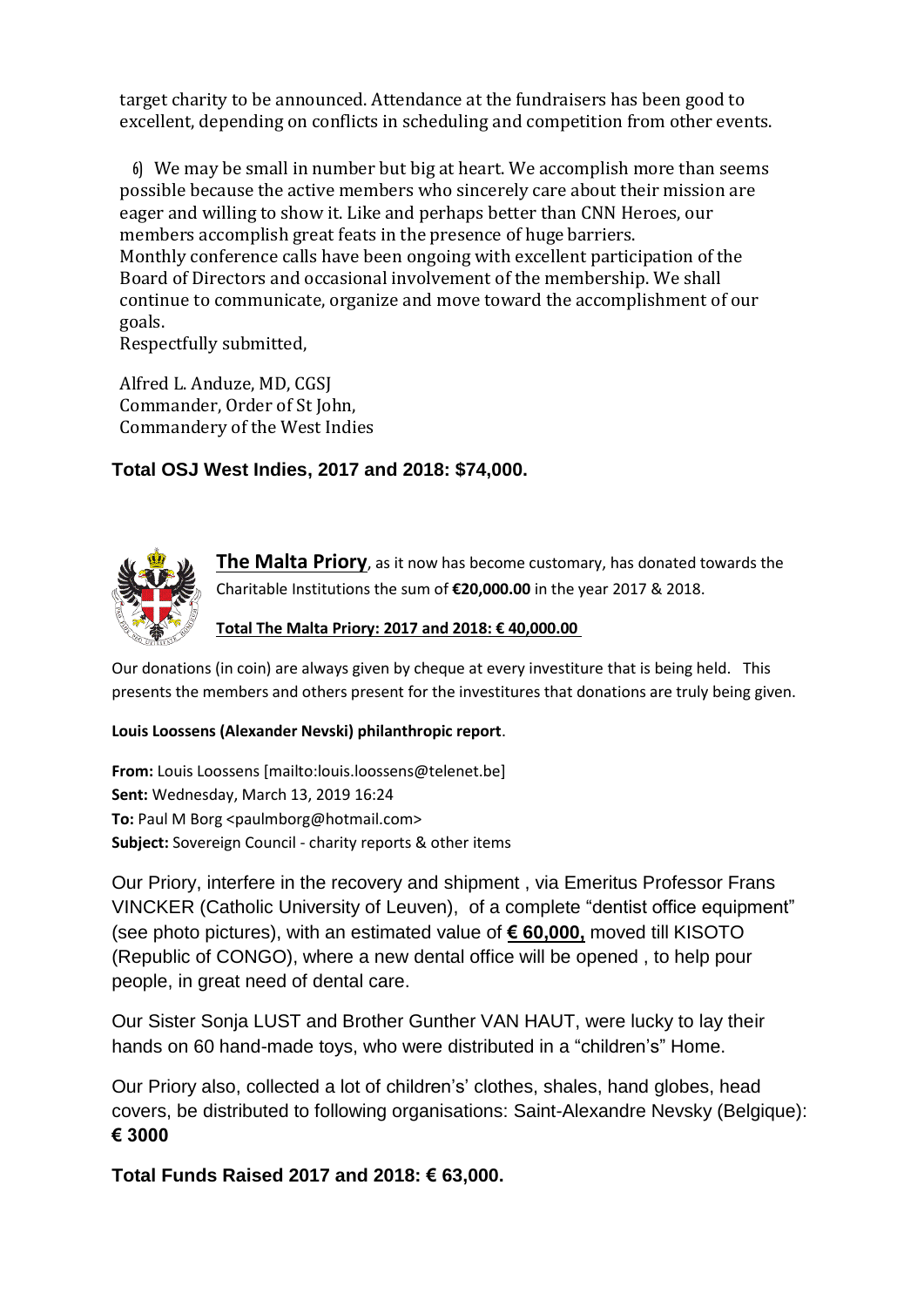target charity to be announced. Attendance at the fundraisers has been good to excellent, depending on conflicts in scheduling and competition from other events.

6) We may be small in number but big at heart. We accomplish more than seems possible because the active members who sincerely care about their mission are eager and willing to show it. Like and perhaps better than CNN Heroes, our members accomplish great feats in the presence of huge barriers. Monthly conference calls have been ongoing with excellent participation of the Board of Directors and occasional involvement of the membership. We shall continue to communicate, organize and move toward the accomplishment of our goals.

Respectfully submitted,

Alfred L. Anduze, MD, CGSJ
Commander, Order of St John,
Commandery of the West Indies

**Total OSJ West Indies, 2017 and 2018: $74,000.**

**The Malta Priory**, as it now has become customary, has donated towards the Charitable Institutions the sum of **€20,000.00** in the year 2017 & 2018.

**Total The Malta Priory: 2017 and 2018: € 40,000.00**

Our donations (in coin) are always given by cheque at every investiture that is being held. This presents the members and others present for the investitures that donations are truly being given.

**Louis Loossens (Alexander Nevski) philanthropic report**.

**From:** Louis Loossens [mailto:louis.loossens@telenet.be]
**Sent:** Wednesday, March 13, 2019 16:24
**To:** Paul M Borg <paulmborg@hotmail.com>
**Subject:** Sovereign Council - charity reports & other items

Our Priory, interfere in the recovery and shipment , via Emeritus Professor Frans VINCKER (Catholic University of Leuven), of a complete "dentist office equipment" (see photo pictures), with an estimated value of **€ 60,000,** moved till KISOTO (Republic of CONGO), where a new dental office will be opened , to help pour people, in great need of dental care.

Our Sister Sonja LUST and Brother Gunther VAN HAUT, were lucky to lay their hands on 60 hand-made toys, who were distributed in a "children's" Home.

Our Priory also, collected a lot of children's' clothes, shales, hand globes, head covers, be distributed to following organisations: Saint-Alexandre Nevsky (Belgique): **€ 3000**

**Total Funds Raised 2017 and 2018: € 63,000.**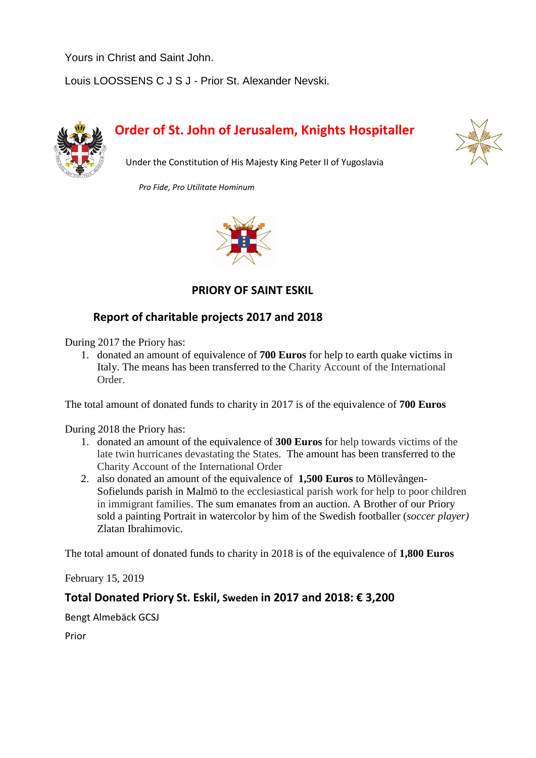Yours in Christ and Saint John.

Louis LOOSSENS C J S J - Prior St. Alexander Nevski.

# Order of St. John of Jerusalem, Knights Hospitaller

Under the Constitution of His Majesty King Peter II of Yugoslavia

*Pro Fide, Pro Utilitate Hominum*

## PRIORY OF SAINT ESKIL

### Report of charitable projects 2017 and 2018

During 2017 the Priory has:

1. donated an amount of equivalence of **700 Euros** for help to earth quake victims in Italy. The means has been transferred to the Charity Account of the International Order.

The total amount of donated funds to charity in 2017 is of the equivalence of **700 Euros**

During 2018 the Priory has:

1. donated an amount of the equivalence of **300 Euros** for help towards victims of the late twin hurricanes devastating the States. The amount has been transferred to the Charity Account of the International Order
2. also donated an amount of the equivalence of **1,500 Euros** to Möllevången-Sofielunds parish in Malmö to the ecclesiastical parish work for help to poor children in immigrant families. The sum emanates from an auction. A Brother of our Priory sold a painting Portrait in watercolor by him of the Swedish footballer (*soccer player)* Zlatan Ibrahimovic.

The total amount of donated funds to charity in 2018 is of the equivalence of **1,800 Euros**

February 15, 2019

**Total Donated Priory St. Eskil, Sweden in 2017 and 2018: € 3,200**

Bengt Almebäck GCSJ

Prior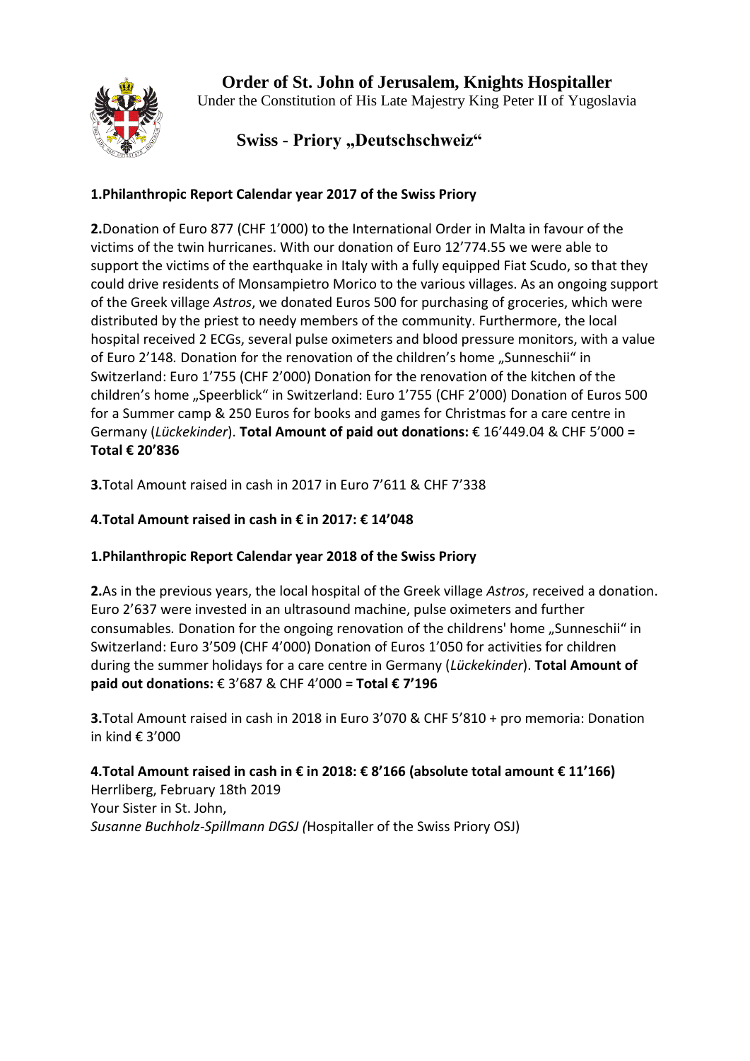**Order of St. John of Jerusalem, Knights Hospitaller**
Under the Constitution of His Late Majestry King Peter II of Yugoslavia

**Swiss - Priory „Deutschschweiz"**

**1.Philanthropic Report Calendar year 2017 of the Swiss Priory**

**2.**Donation of Euro 877 (CHF 1'000) to the International Order in Malta in favour of the victims of the twin hurricanes. With our donation of Euro 12'774.55 we were able to support the victims of the earthquake in Italy with a fully equipped Fiat Scudo, so that they could drive residents of Monsampietro Morico to the various villages. As an ongoing support of the Greek village *Astros*, we donated Euros 500 for purchasing of groceries, which were distributed by the priest to needy members of the community. Furthermore, the local hospital received 2 ECGs, several pulse oximeters and blood pressure monitors, with a value of Euro 2'148. Donation for the renovation of the children's home „Sunneschii" in Switzerland: Euro 1'755 (CHF 2'000) Donation for the renovation of the kitchen of the children's home „Speerblick" in Switzerland: Euro 1'755 (CHF 2'000) Donation of Euros 500 for a Summer camp & 250 Euros for books and games for Christmas for a care centre in Germany (*Lückekinder*). **Total Amount of paid out donations:** € 16'449.04 & CHF 5'000 **= Total € 20'836**

**3.**Total Amount raised in cash in 2017 in Euro 7'611 & CHF 7'338

**4.Total Amount raised in cash in € in 2017: € 14'048**

**1.Philanthropic Report Calendar year 2018 of the Swiss Priory**

**2.**As in the previous years, the local hospital of the Greek village *Astros*, received a donation. Euro 2'637 were invested in an ultrasound machine, pulse oximeters and further consumables. Donation for the ongoing renovation of the childrens' home „Sunneschii" in Switzerland: Euro 3'509 (CHF 4'000) Donation of Euros 1'050 for activities for children during the summer holidays for a care centre in Germany (*Lückekinder*). **Total Amount of paid out donations:** € 3'687 & CHF 4'000 **= Total € 7'196**

**3.**Total Amount raised in cash in 2018 in Euro 3'070 & CHF 5'810 + pro memoria: Donation in kind € 3'000

**4.Total Amount raised in cash in € in 2018: € 8'166 (absolute total amount € 11'166)**
Herrliberg, February 18th 2019
Your Sister in St. John,
*Susanne Buchholz-Spillmann DGSJ (*Hospitaller of the Swiss Priory OSJ)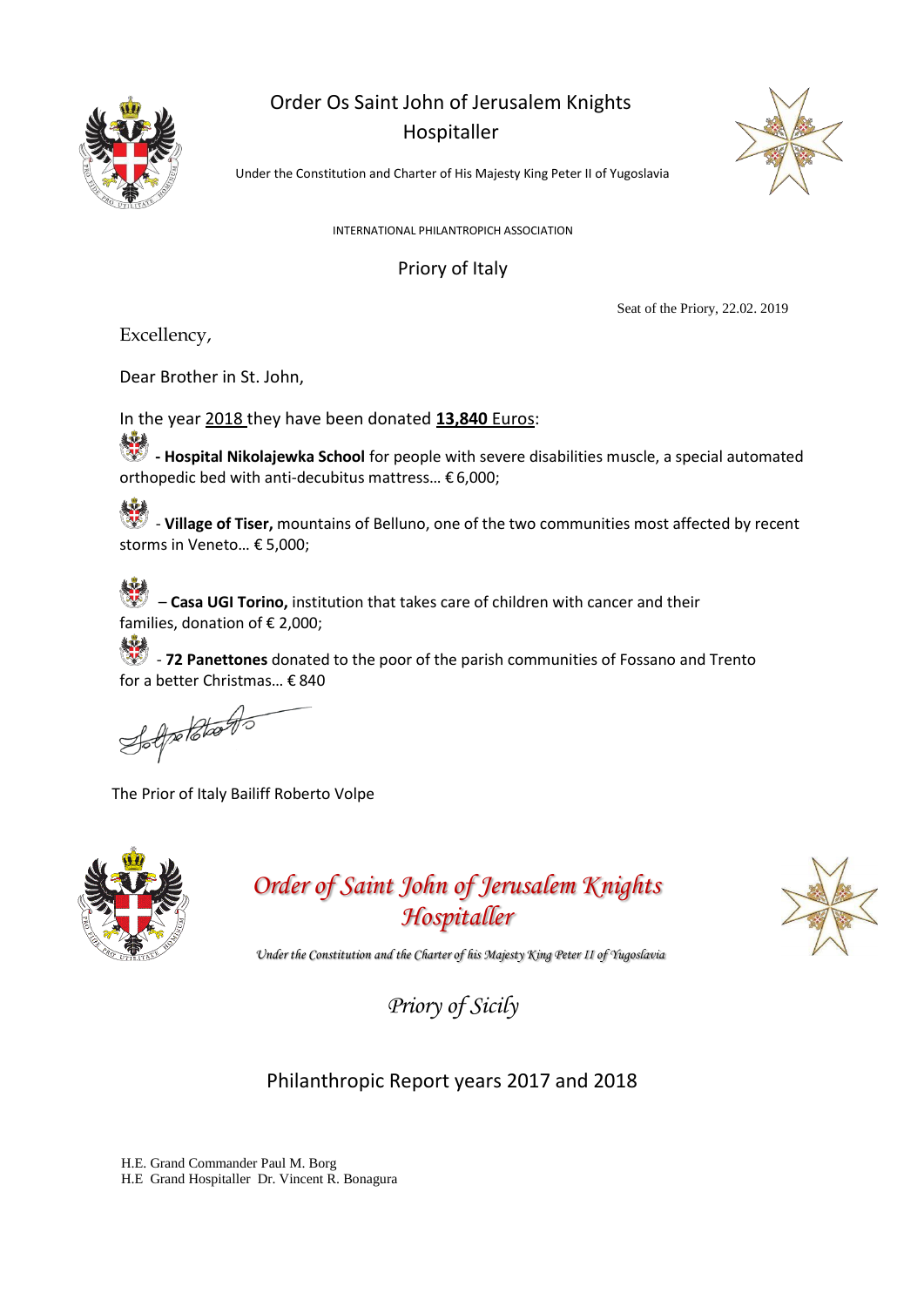# Order Os Saint John of Jerusalem Knights Hospitaller

Under the Constitution and Charter of His Majesty King Peter II of Yugoslavia

INTERNATIONAL PHILANTROPICH ASSOCIATION

## Priory of Italy

Seat of the Priory, 22.02. 2019

Excellency,

Dear Brother in St. John,

In the year 2018 they have been donated **13,840** Euros:

- **Hospital Nikolajewka School** for people with severe disabilities muscle, a special automated orthopedic bed with anti-decubitus mattress… € 6,000;

- **Village of Tiser,** mountains of Belluno, one of the two communities most affected by recent storms in Veneto… € 5,000;

– **Casa UGI Torino,** institution that takes care of children with cancer and their families, donation of € 2,000;

- **72 Panettones** donated to the poor of the parish communities of Fossano and Trento for a better Christmas… € 840

The Prior of Italy Bailiff Roberto Volpe

# *Order of Saint John of Jerusalem Knights Hospitaller*

*Under the Constitution and the Charter of his Majesty King Peter II of Yugoslavia*

## *Priory of Sicily*

## Philanthropic Report years 2017 and 2018

H.E. Grand Commander Paul M. Borg
H.E Grand Hospitaller Dr. Vincent R. Bonagura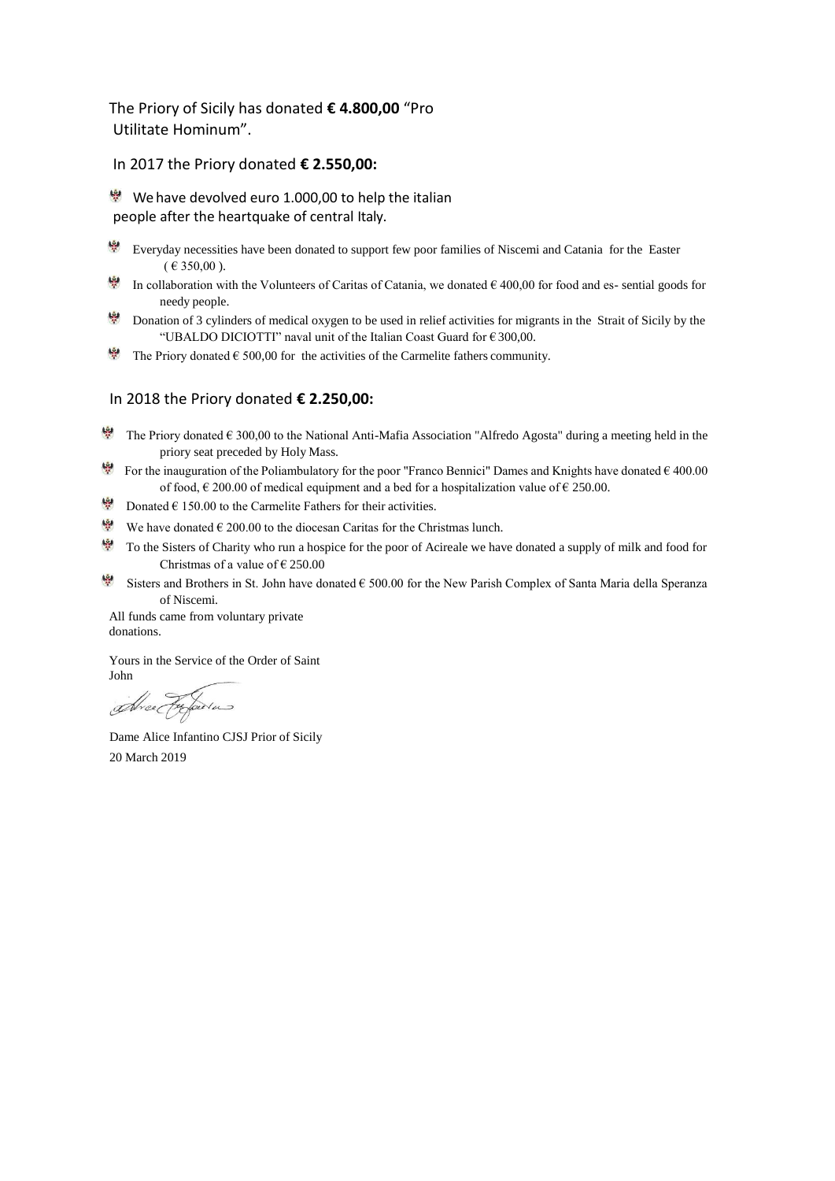The Priory of Sicily has donated **€ 4.800,00** "Pro Utilitate Hominum".

In 2017 the Priory donated **€ 2.550,00:**

- We have devolved euro 1.000,00 to help the italian people after the heartquake of central Italy.
- Everyday necessities have been donated to support few poor families of Niscemi and Catania for the Easter ( € 350,00 ).
- In collaboration with the Volunteers of Caritas of Catania, we donated € 400,00 for food and es- sential goods for needy people.
- Donation of 3 cylinders of medical oxygen to be used in relief activities for migrants in the Strait of Sicily by the "UBALDO DICIOTTI" naval unit of the Italian Coast Guard for € 300,00.
- The Priory donated € 500,00 for the activities of the Carmelite fathers community.

In 2018 the Priory donated **€ 2.250,00:**

- The Priory donated € 300,00 to the National Anti-Mafia Association "Alfredo Agosta" during a meeting held in the priory seat preceded by Holy Mass.
- For the inauguration of the Poliambulatory for the poor "Franco Bennici" Dames and Knights have donated € 400.00 of food, € 200.00 of medical equipment and a bed for a hospitalization value of € 250.00.
- Donated € 150.00 to the Carmelite Fathers for their activities.
- We have donated € 200.00 to the diocesan Caritas for the Christmas lunch.
- To the Sisters of Charity who run a hospice for the poor of Acireale we have donated a supply of milk and food for Christmas of a value of € 250.00
- Sisters and Brothers in St. John have donated € 500.00 for the New Parish Complex of Santa Maria della Speranza of Niscemi.

All funds came from voluntary private donations.

Yours in the Service of the Order of Saint John

Dame Alice Infantino CJSJ Prior of Sicily

20 March 2019